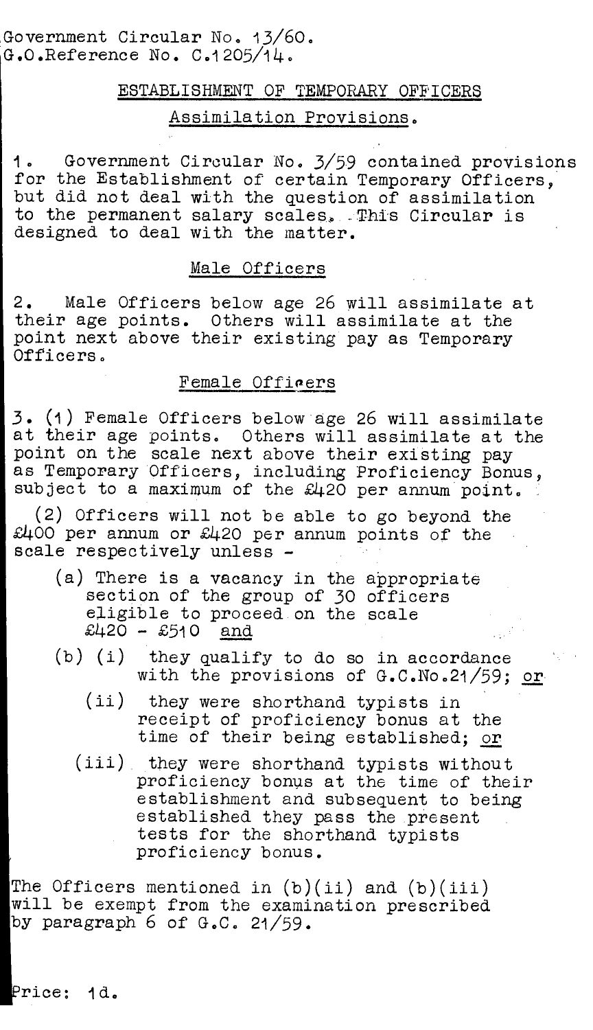Government Circular No. 13/60.
G.O.Reference No. C.1205/14.

## ESTABLISHMENT OF TEMPORARY OFFICERS

### Assimilation Provisions.

1. Government Circular No. 3/59 contained provisions for the Establishment of certain Temporary Officers, but did not deal with the question of assimilation to the permanent salary scales. This Circular is designed to deal with the matter.

### Male Officers

2. Male Officers below age 26 will assimilate at their age points. Others will assimilate at the point next above their existing pay as Temporary Officers.

### Female Officers

3. (1) Female Officers below age 26 will assimilate at their age points. Others will assimilate at the point on the scale next above their existing pay as Temporary Officers, including Proficiency Bonus, subject to a maximum of the £420 per annum point.

(2) Officers will not be able to go beyond the £400 per annum or £420 per annum points of the scale respectively unless -

- (a) There is a vacancy in the appropriate section of the group of 30 officers eligible to proceed on the scale £420 - £510 and
- (b) (i) they qualify to do so in accordance with the provisions of G.C.No.21/59; or
  - (ii) they were shorthand typists in receipt of proficiency bonus at the time of their being established; or
  - (iii) they were shorthand typists without proficiency bonus at the time of their establishment and subsequent to being established they pass the present tests for the shorthand typists proficiency bonus.

The Officers mentioned in (b)(ii) and (b)(iii) will be exempt from the examination prescribed by paragraph 6 of G.C. 21/59.

Price: 1d.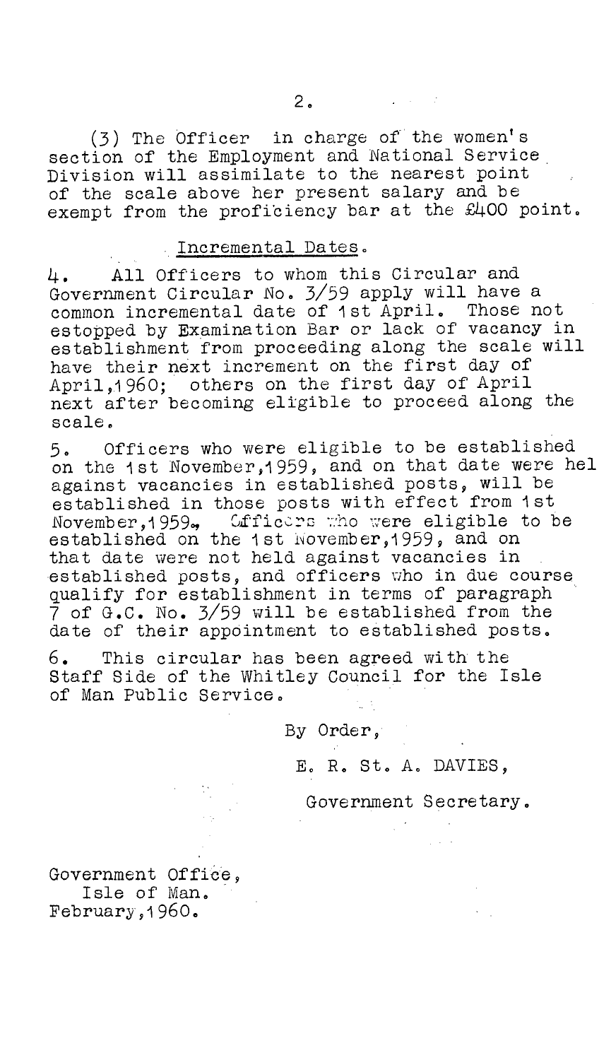(3) The Officer in charge of the women's section of the Employment and National Service Division will assimilate to the nearest point of the scale above her present salary and be exempt from the proficiency bar at the £400 point.

## Incremental Dates.

4. All Officers to whom this Circular and Government Circular No. 3/59 apply will have a common incremental date of 1st April. Those not estopped by Examination Bar or lack of vacancy in establishment from proceeding along the scale will have their next increment on the first day of April, 1960; others on the first day of April next after becoming eligible to proceed along the scale.

5. Officers who were eligible to be established on the 1st November, 1959, and on that date were hel against vacancies in established posts, will be established in those posts with effect from 1st November, 1959. Officers who were eligible to be established on the 1st November, 1959, and on that date were not held against vacancies in established posts, and officers who in due course qualify for establishment in terms of paragraph 7 of G.C. No. 3/59 will be established from the date of their appointment to established posts.

6. This circular has been agreed with the Staff Side of the Whitley Council for the Isle of Man Public Service.

By Order,

E. R. St. A. DAVIES,

Government Secretary.

Government Office,
Isle of Man.
February, 1960.